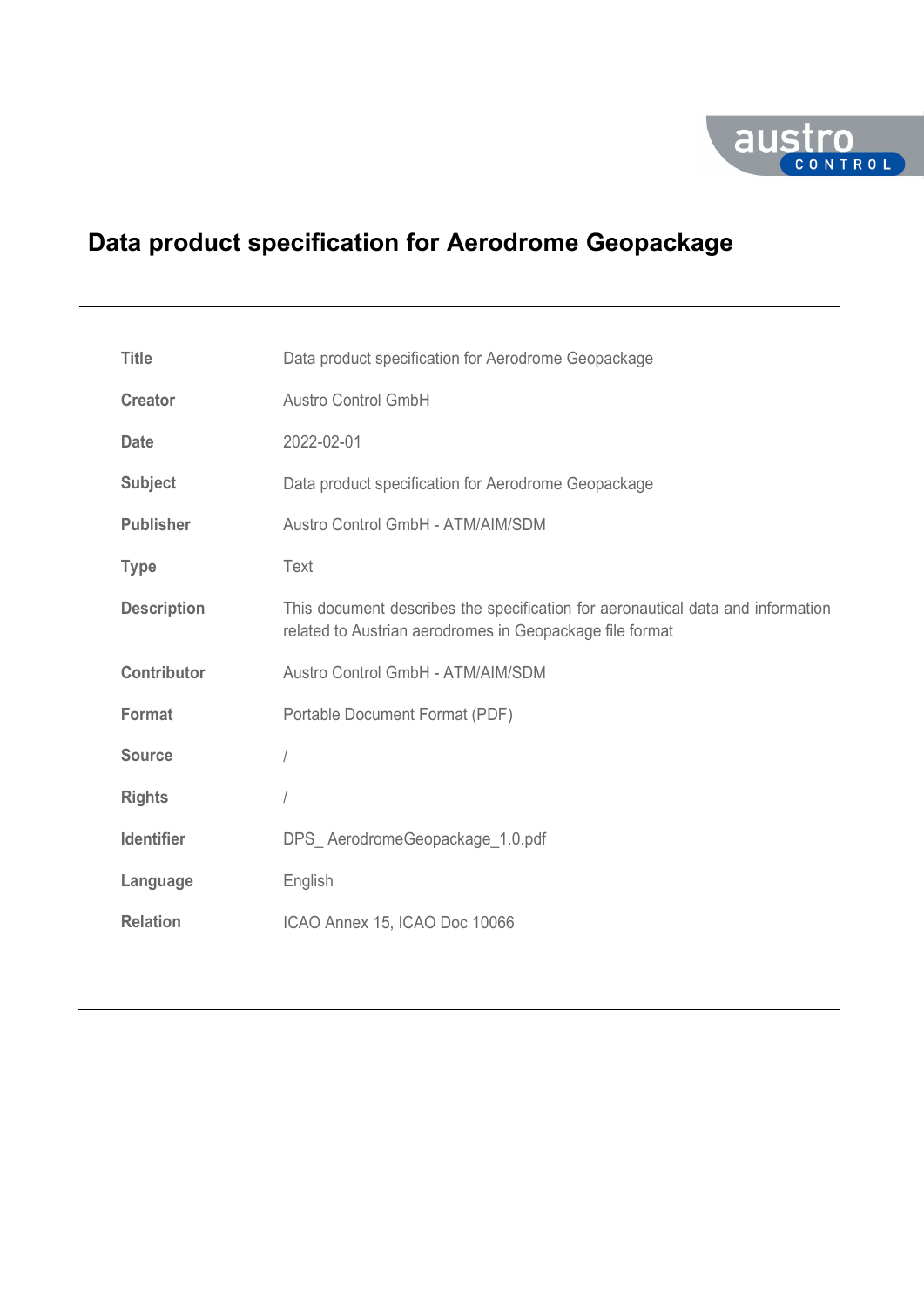# Data product specification for Aerodrome Geopackage

| | |
|---|---|
| **Title** | Data product specification for Aerodrome Geopackage |
| **Creator** | Austro Control GmbH |
| **Date** | 2022-02-01 |
| **Subject** | Data product specification for Aerodrome Geopackage |
| **Publisher** | Austro Control GmbH - ATM/AIM/SDM |
| **Type** | Text |
| **Description** | This document describes the specification for aeronautical data and information related to Austrian aerodromes in Geopackage file format |
| **Contributor** | Austro Control GmbH - ATM/AIM/SDM |
| **Format** | Portable Document Format (PDF) |
| **Source** | / |
| **Rights** | / |
| **Identifier** | DPS_ AerodromeGeopackage_1.0.pdf |
| **Language** | English |
| **Relation** | ICAO Annex 15, ICAO Doc 10066 |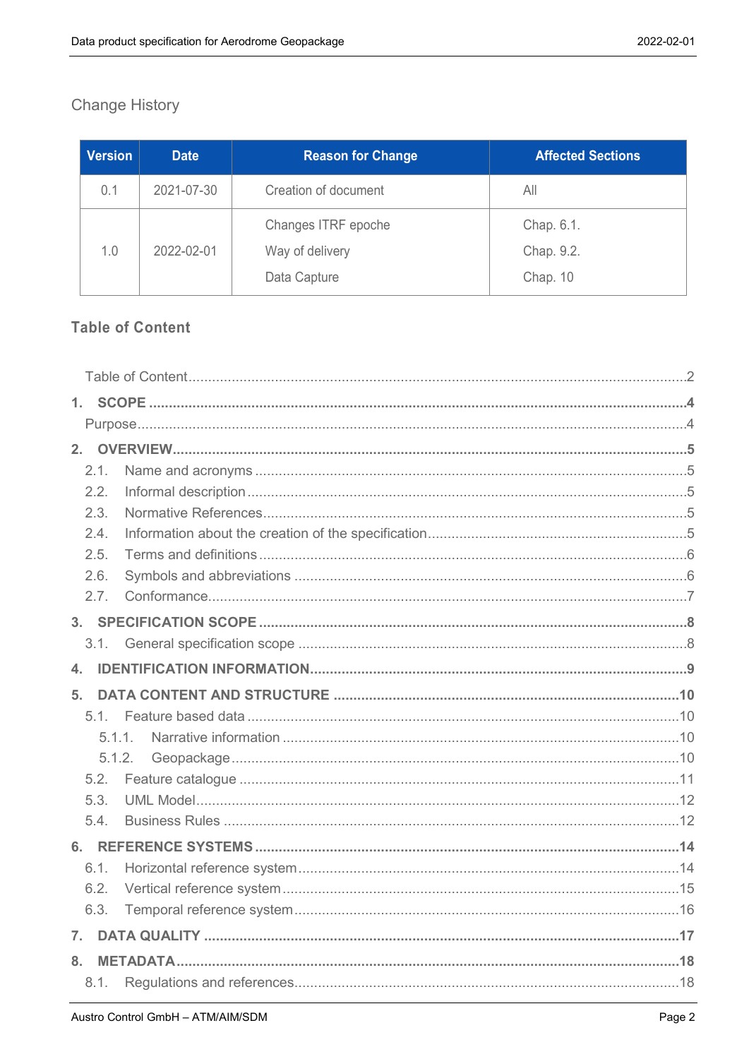## Change History

| Version | Date | Reason for Change | Affected Sections |
|---|---|---|---|
| 0.1 | 2021-07-30 | Creation of document | All |
| 1.0 | 2022-02-01 | Changes ITRF epoche<br>Way of delivery<br>Data Capture | Chap. 6.1.<br>Chap. 9.2.<br>Chap. 10 |

## Table of Content

Table of Content ..... 2

**1. SCOPE ..... 4**

Purpose ..... 4

**2. OVERVIEW ..... 5**

2.1. Name and acronyms ..... 5

2.2. Informal description ..... 5

2.3. Normative References ..... 5

2.4. Information about the creation of the specification ..... 5

2.5. Terms and definitions ..... 6

2.6. Symbols and abbreviations ..... 6

2.7. Conformance ..... 7

**3. SPECIFICATION SCOPE ..... 8**

3.1. General specification scope ..... 8

**4. IDENTIFICATION INFORMATION ..... 9**

**5. DATA CONTENT AND STRUCTURE ..... 10**

5.1. Feature based data ..... 10

5.1.1. Narrative information ..... 10

5.1.2. Geopackage ..... 10

5.2. Feature catalogue ..... 11

5.3. UML Model ..... 12

5.4. Business Rules ..... 12

**6. REFERENCE SYSTEMS ..... 14**

6.1. Horizontal reference system ..... 14

6.2. Vertical reference system ..... 15

6.3. Temporal reference system ..... 16

**7. DATA QUALITY ..... 17**

**8. METADATA ..... 18**

8.1. Regulations and references ..... 18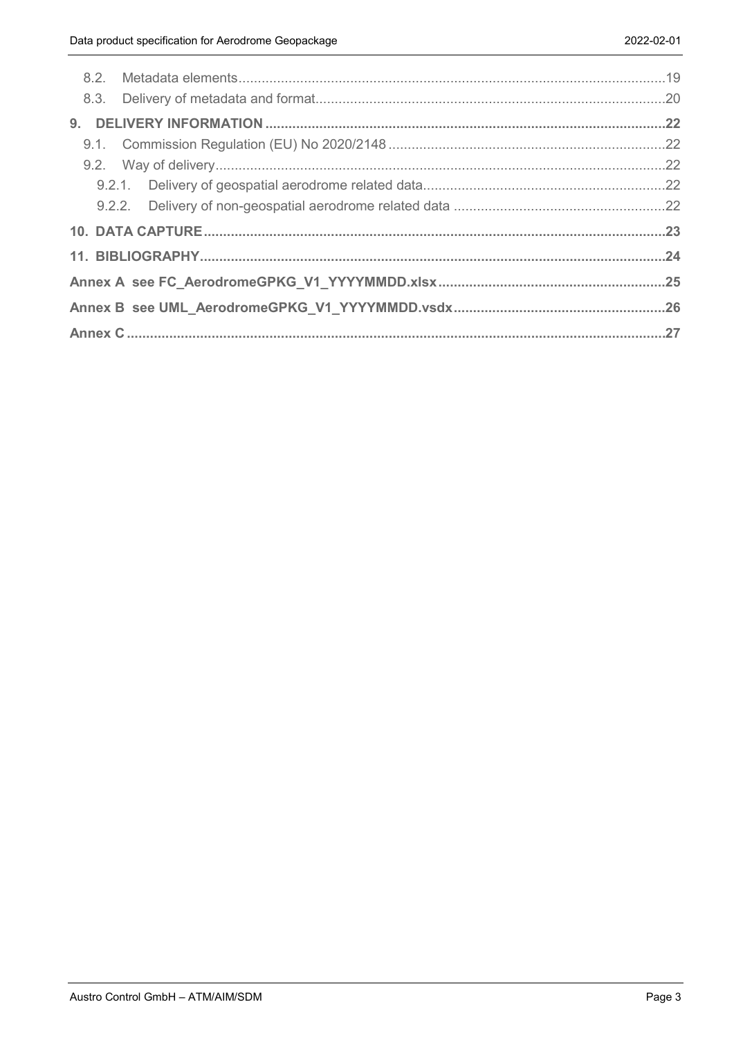8.2. Metadata elements....19
8.3. Delivery of metadata and format....20

**9. DELIVERY INFORMATION....22**

9.1. Commission Regulation (EU) No 2020/2148....22
9.2. Way of delivery....22
9.2.1. Delivery of geospatial aerodrome related data....22
9.2.2. Delivery of non-geospatial aerodrome related data....22

**10. DATA CAPTURE....23**

**11. BIBLIOGRAPHY....24**

**Annex A see FC_AerodromeGPKG_V1_YYYYMMDD.xlsx....25**

**Annex B see UML_AerodromeGPKG_V1_YYYYMMDD.vsdx....26**

**Annex C....27**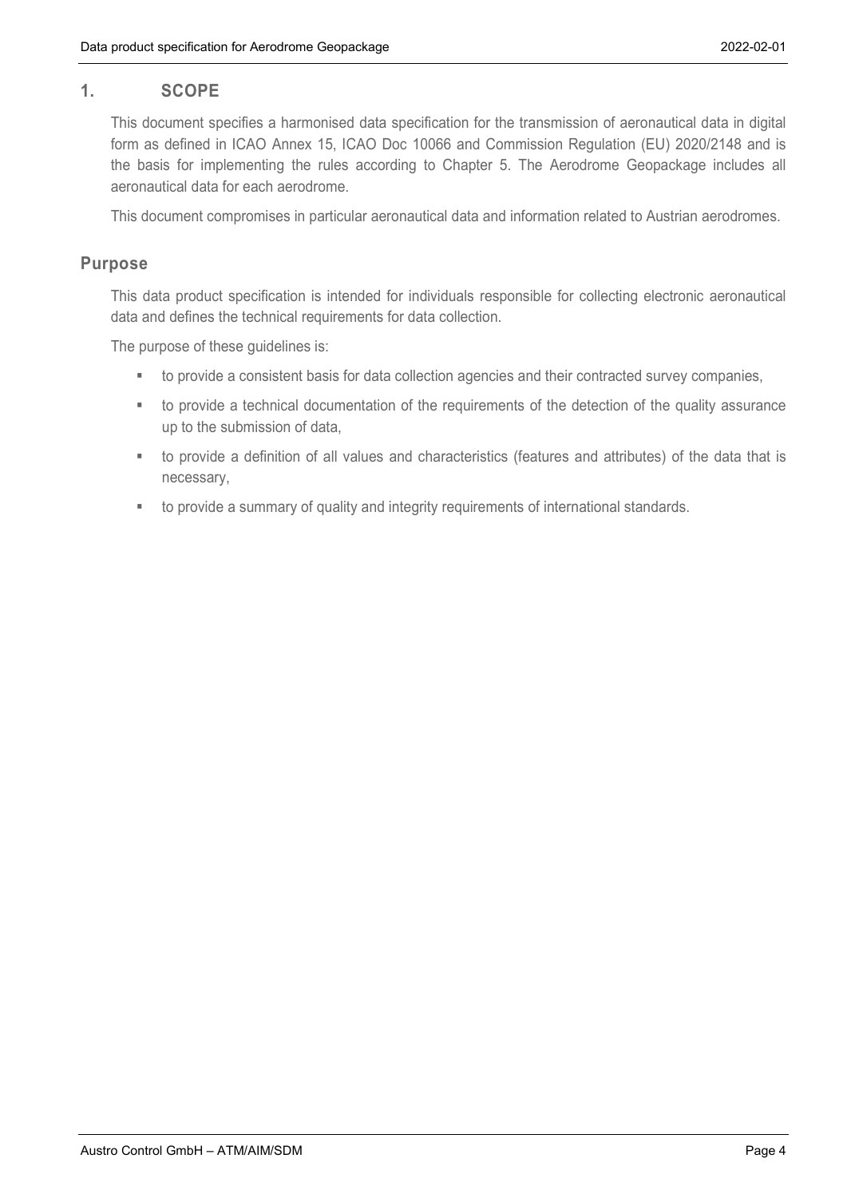# 1. SCOPE

This document specifies a harmonised data specification for the transmission of aeronautical data in digital form as defined in ICAO Annex 15, ICAO Doc 10066 and Commission Regulation (EU) 2020/2148 and is the basis for implementing the rules according to Chapter 5. The Aerodrome Geopackage includes all aeronautical data for each aerodrome.

This document compromises in particular aeronautical data and information related to Austrian aerodromes.

## Purpose

This data product specification is intended for individuals responsible for collecting electronic aeronautical data and defines the technical requirements for data collection.

The purpose of these guidelines is:

- to provide a consistent basis for data collection agencies and their contracted survey companies,
- to provide a technical documentation of the requirements of the detection of the quality assurance up to the submission of data,
- to provide a definition of all values and characteristics (features and attributes) of the data that is necessary,
- to provide a summary of quality and integrity requirements of international standards.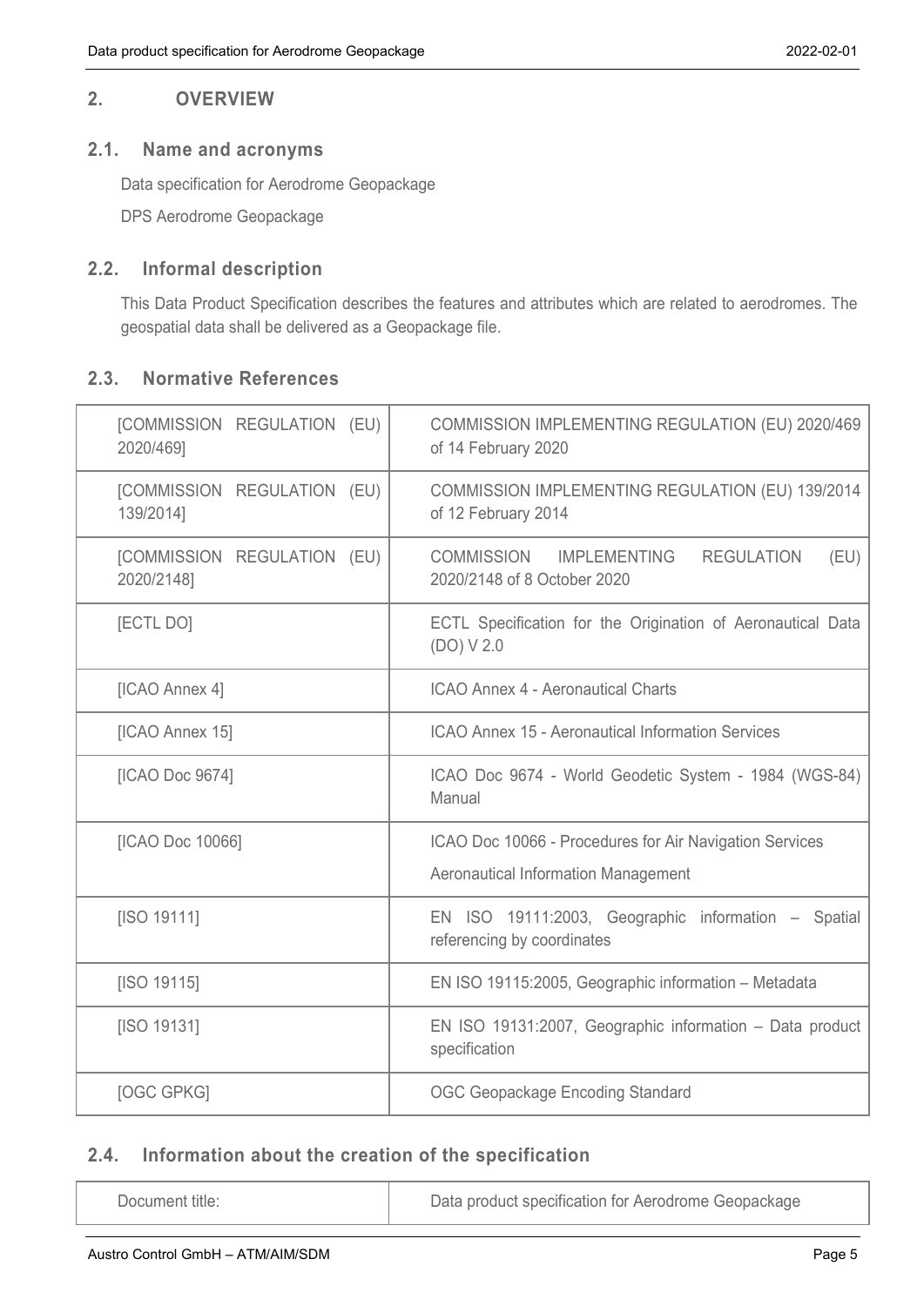## 2. OVERVIEW

### 2.1. Name and acronyms

Data specification for Aerodrome Geopackage

DPS Aerodrome Geopackage

### 2.2. Informal description

This Data Product Specification describes the features and attributes which are related to aerodromes. The geospatial data shall be delivered as a Geopackage file.

### 2.3. Normative References

| | |
|---|---|
| [COMMISSION REGULATION (EU) 2020/469] | COMMISSION IMPLEMENTING REGULATION (EU) 2020/469 of 14 February 2020 |
| [COMMISSION REGULATION (EU) 139/2014] | COMMISSION IMPLEMENTING REGULATION (EU) 139/2014 of 12 February 2014 |
| [COMMISSION REGULATION (EU) 2020/2148] | COMMISSION IMPLEMENTING REGULATION (EU) 2020/2148 of 8 October 2020 |
| [ECTL DO] | ECTL Specification for the Origination of Aeronautical Data (DO) V 2.0 |
| [ICAO Annex 4] | ICAO Annex 4 - Aeronautical Charts |
| [ICAO Annex 15] | ICAO Annex 15 - Aeronautical Information Services |
| [ICAO Doc 9674] | ICAO Doc 9674 - World Geodetic System - 1984 (WGS-84) Manual |
| [ICAO Doc 10066] | ICAO Doc 10066 - Procedures for Air Navigation Services<br>Aeronautical Information Management |
| [ISO 19111] | EN ISO 19111:2003, Geographic information – Spatial referencing by coordinates |
| [ISO 19115] | EN ISO 19115:2005, Geographic information – Metadata |
| [ISO 19131] | EN ISO 19131:2007, Geographic information – Data product specification |
| [OGC GPKG] | OGC Geopackage Encoding Standard |

### 2.4. Information about the creation of the specification

| | |
|---|---|
| Document title: | Data product specification for Aerodrome Geopackage |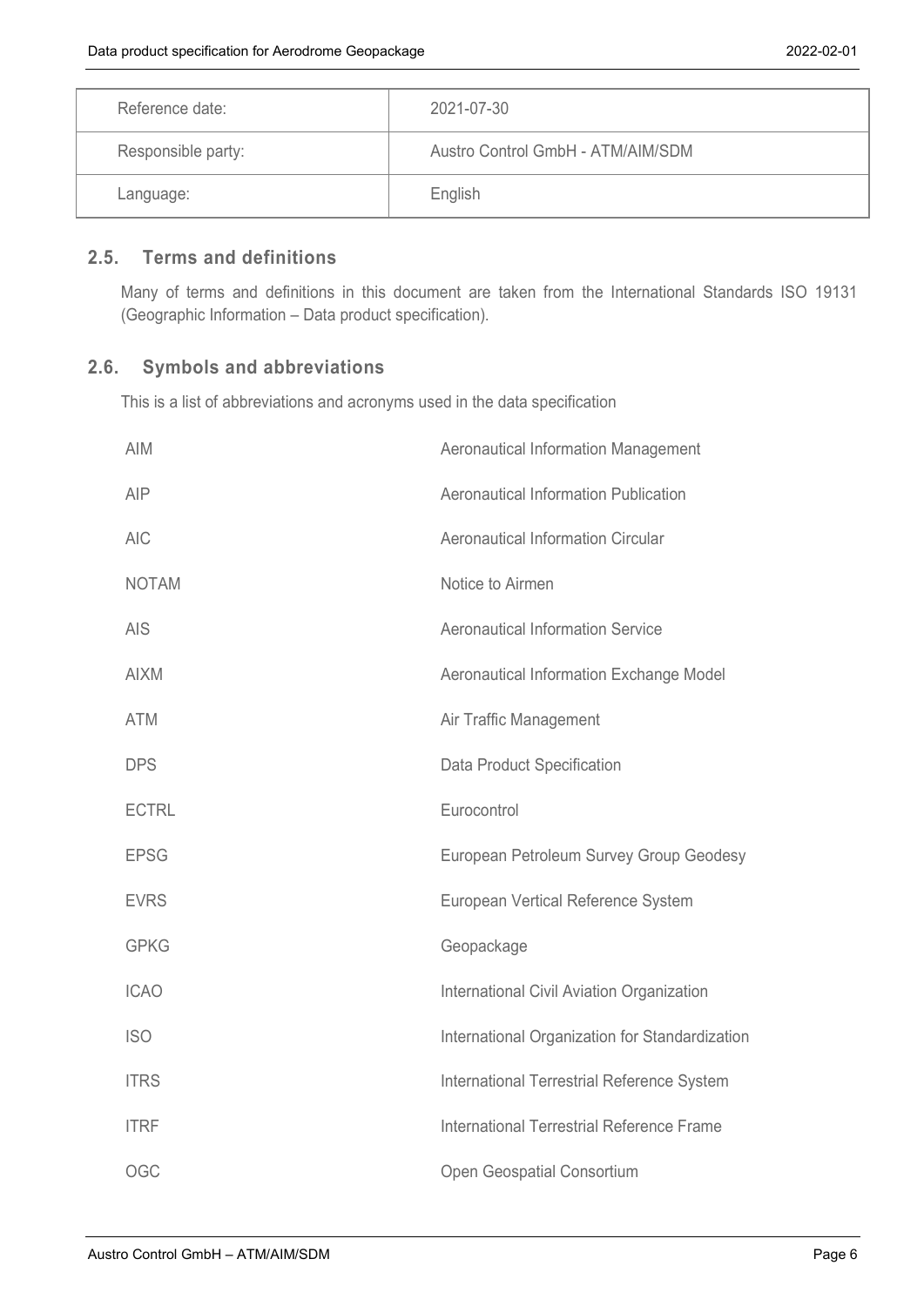| Reference date: | 2021-07-30 |
|---|---|
| Responsible party: | Austro Control GmbH - ATM/AIM/SDM |
| Language: | English |

## 2.5. Terms and definitions

Many of terms and definitions in this document are taken from the International Standards ISO 19131 (Geographic Information – Data product specification).

## 2.6. Symbols and abbreviations

This is a list of abbreviations and acronyms used in the data specification

| | |
|---|---|
| AIM | Aeronautical Information Management |
| AIP | Aeronautical Information Publication |
| AIC | Aeronautical Information Circular |
| NOTAM | Notice to Airmen |
| AIS | Aeronautical Information Service |
| AIXM | Aeronautical Information Exchange Model |
| ATM | Air Traffic Management |
| DPS | Data Product Specification |
| ECTRL | Eurocontrol |
| EPSG | European Petroleum Survey Group Geodesy |
| EVRS | European Vertical Reference System |
| GPKG | Geopackage |
| ICAO | International Civil Aviation Organization |
| ISO | International Organization for Standardization |
| ITRS | International Terrestrial Reference System |
| ITRF | International Terrestrial Reference Frame |
| OGC | Open Geospatial Consortium |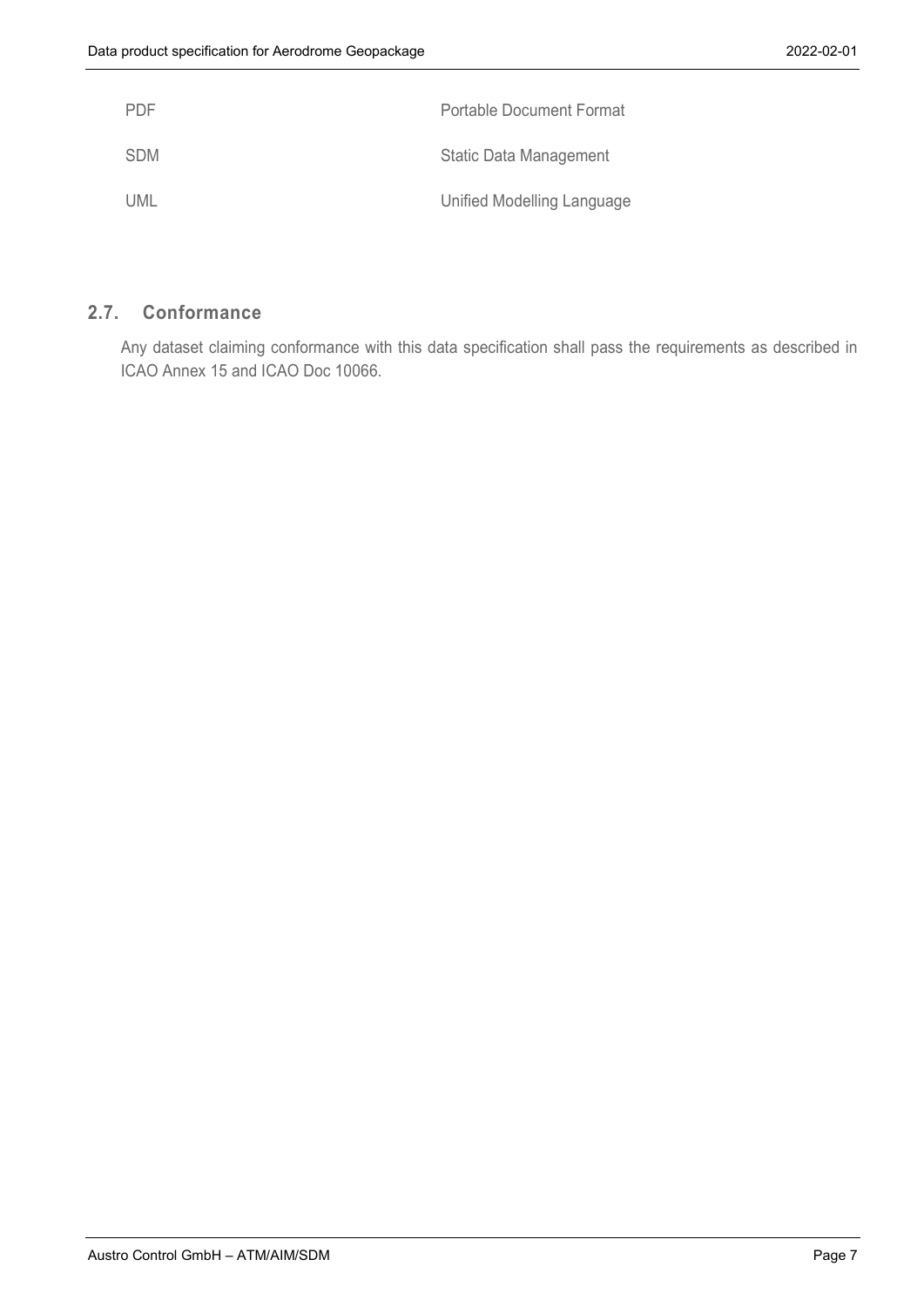| | |
|---|---|
| PDF | Portable Document Format |
| SDM | Static Data Management |
| UML | Unified Modelling Language |

## 2.7. Conformance

Any dataset claiming conformance with this data specification shall pass the requirements as described in ICAO Annex 15 and ICAO Doc 10066.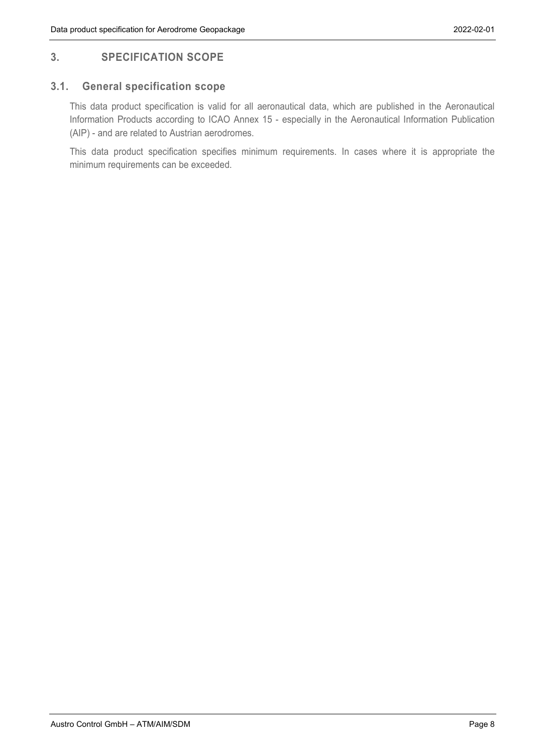# 3. SPECIFICATION SCOPE

## 3.1. General specification scope

This data product specification is valid for all aeronautical data, which are published in the Aeronautical Information Products according to ICAO Annex 15 - especially in the Aeronautical Information Publication (AIP) - and are related to Austrian aerodromes.

This data product specification specifies minimum requirements. In cases where it is appropriate the minimum requirements can be exceeded.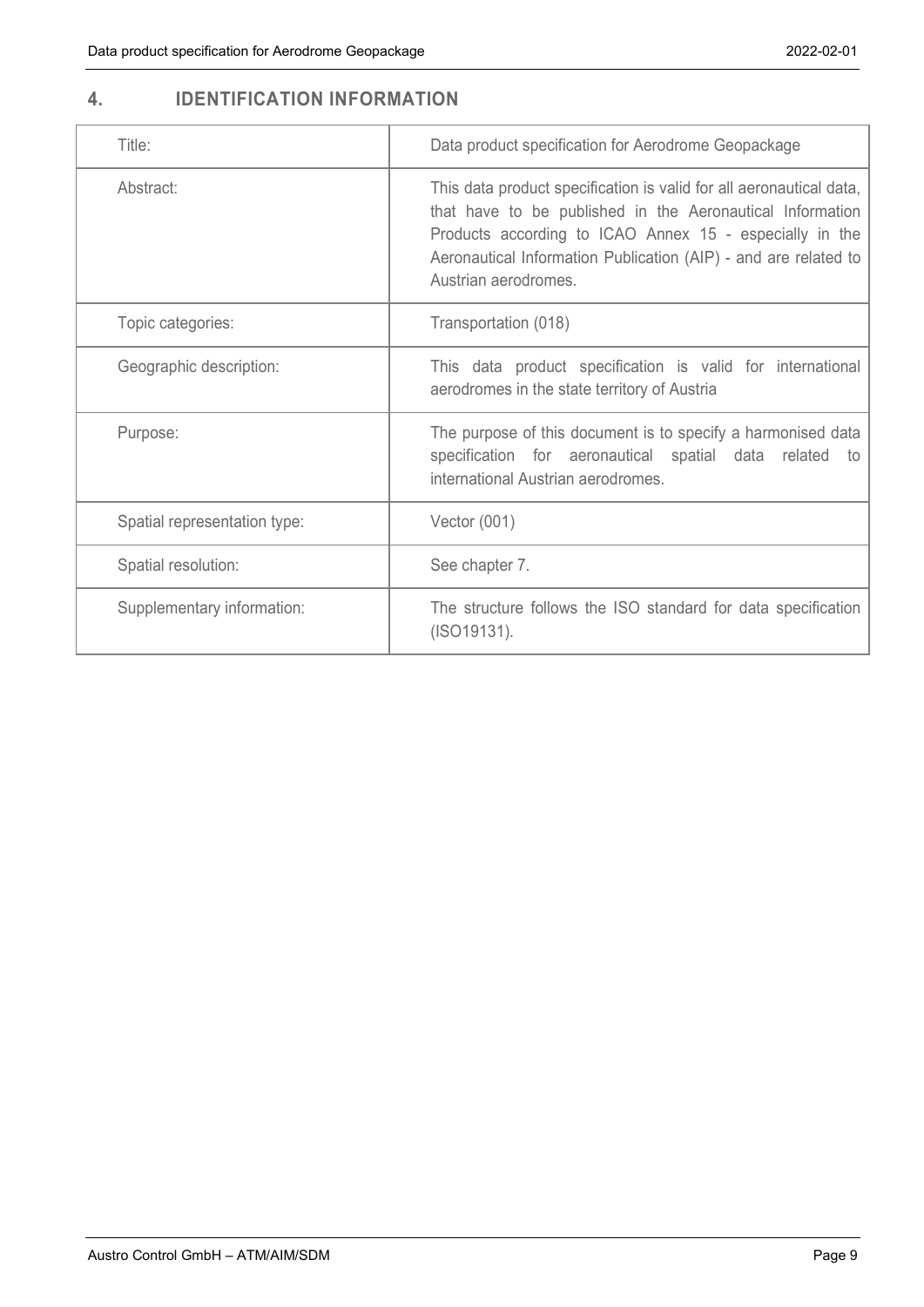## 4. IDENTIFICATION INFORMATION

| | |
|---|---|
| Title: | Data product specification for Aerodrome Geopackage |
| Abstract: | This data product specification is valid for all aeronautical data, that have to be published in the Aeronautical Information Products according to ICAO Annex 15 - especially in the Aeronautical Information Publication (AIP) - and are related to Austrian aerodromes. |
| Topic categories: | Transportation (018) |
| Geographic description: | This data product specification is valid for international aerodromes in the state territory of Austria |
| Purpose: | The purpose of this document is to specify a harmonised data specification for aeronautical spatial data related to international Austrian aerodromes. |
| Spatial representation type: | Vector (001) |
| Spatial resolution: | See chapter 7. |
| Supplementary information: | The structure follows the ISO standard for data specification (ISO19131). |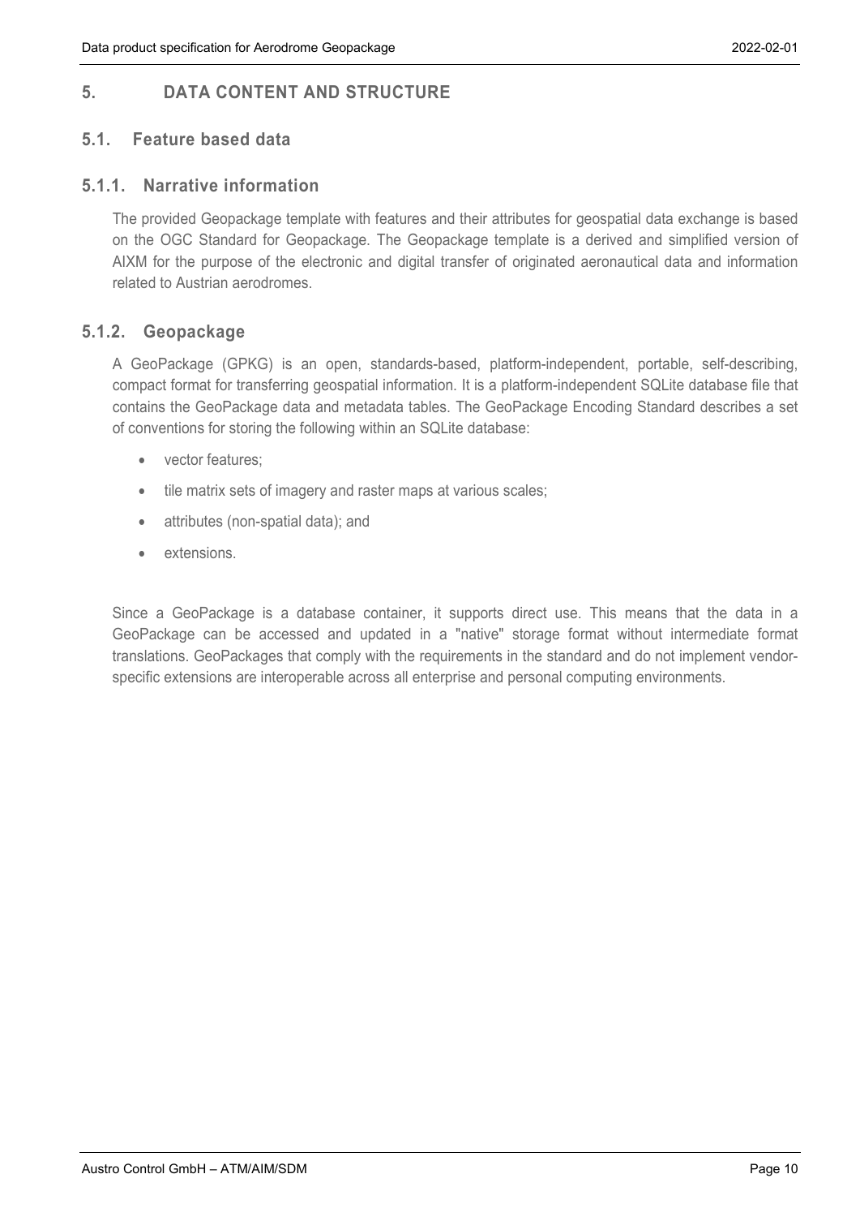# 5. DATA CONTENT AND STRUCTURE

## 5.1. Feature based data

### 5.1.1. Narrative information

The provided Geopackage template with features and their attributes for geospatial data exchange is based on the OGC Standard for Geopackage. The Geopackage template is a derived and simplified version of AIXM for the purpose of the electronic and digital transfer of originated aeronautical data and information related to Austrian aerodromes.

### 5.1.2. Geopackage

A GeoPackage (GPKG) is an open, standards-based, platform-independent, portable, self-describing, compact format for transferring geospatial information. It is a platform-independent SQLite database file that contains the GeoPackage data and metadata tables. The GeoPackage Encoding Standard describes a set of conventions for storing the following within an SQLite database:

- vector features;
- tile matrix sets of imagery and raster maps at various scales;
- attributes (non-spatial data); and
- extensions.

Since a GeoPackage is a database container, it supports direct use. This means that the data in a GeoPackage can be accessed and updated in a "native" storage format without intermediate format translations. GeoPackages that comply with the requirements in the standard and do not implement vendor-specific extensions are interoperable across all enterprise and personal computing environments.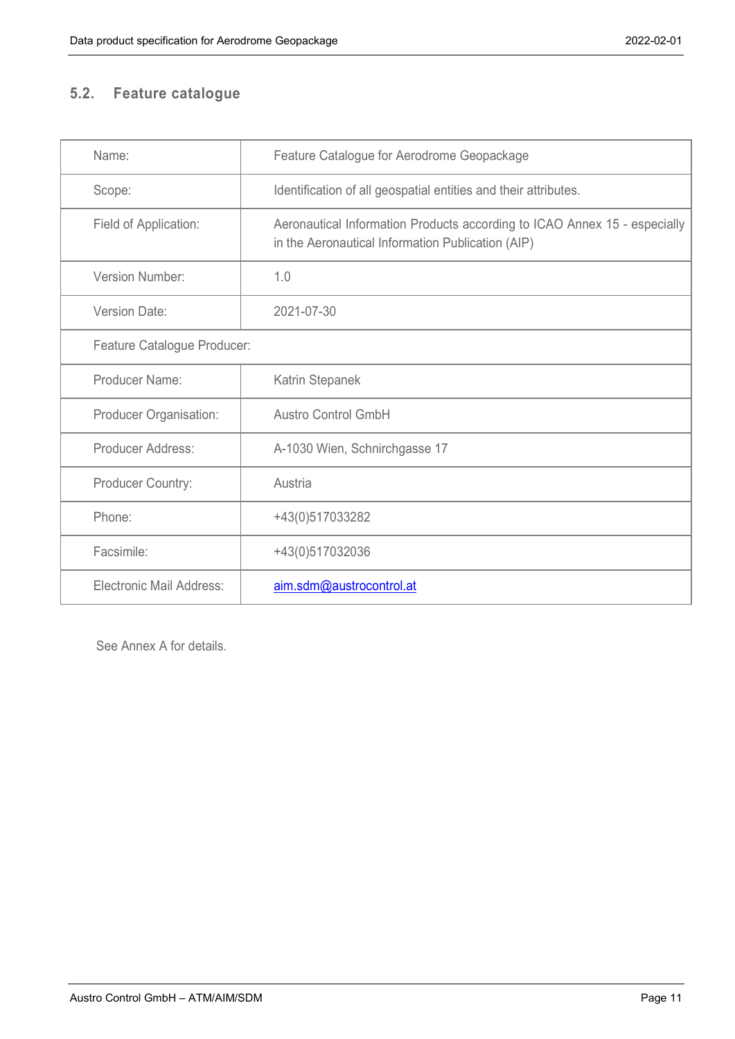## 5.2. Feature catalogue

| | |
|---|---|
| Name: | Feature Catalogue for Aerodrome Geopackage |
| Scope: | Identification of all geospatial entities and their attributes. |
| Field of Application: | Aeronautical Information Products according to ICAO Annex 15 - especially in the Aeronautical Information Publication (AIP) |
| Version Number: | 1.0 |
| Version Date: | 2021-07-30 |
| Feature Catalogue Producer: | |
| Producer Name: | Katrin Stepanek |
| Producer Organisation: | Austro Control GmbH |
| Producer Address: | A-1030 Wien, Schnirchgasse 17 |
| Producer Country: | Austria |
| Phone: | +43(0)517033282 |
| Facsimile: | +43(0)517032036 |
| Electronic Mail Address: | aim.sdm@austrocontrol.at |

See Annex A for details.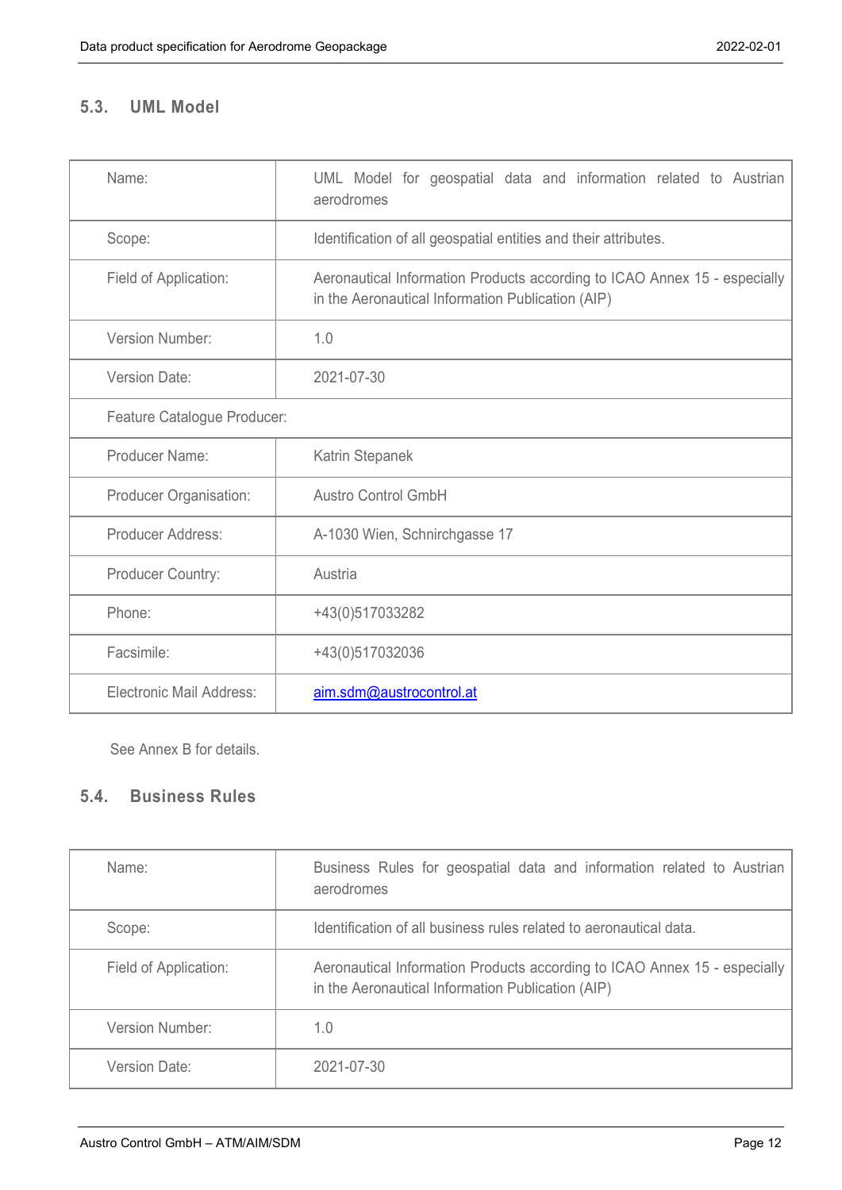## 5.3. UML Model

| Name: | UML Model for geospatial data and information related to Austrian aerodromes |
|---|---|
| Scope: | Identification of all geospatial entities and their attributes. |
| Field of Application: | Aeronautical Information Products according to ICAO Annex 15 - especially in the Aeronautical Information Publication (AIP) |
| Version Number: | 1.0 |
| Version Date: | 2021-07-30 |
| Feature Catalogue Producer: | |
| Producer Name: | Katrin Stepanek |
| Producer Organisation: | Austro Control GmbH |
| Producer Address: | A-1030 Wien, Schnirchgasse 17 |
| Producer Country: | Austria |
| Phone: | +43(0)517033282 |
| Facsimile: | +43(0)517032036 |
| Electronic Mail Address: | aim.sdm@austrocontrol.at |

See Annex B for details.

## 5.4. Business Rules

| Name: | Business Rules for geospatial data and information related to Austrian aerodromes |
|---|---|
| Scope: | Identification of all business rules related to aeronautical data. |
| Field of Application: | Aeronautical Information Products according to ICAO Annex 15 - especially in the Aeronautical Information Publication (AIP) |
| Version Number: | 1.0 |
| Version Date: | 2021-07-30 |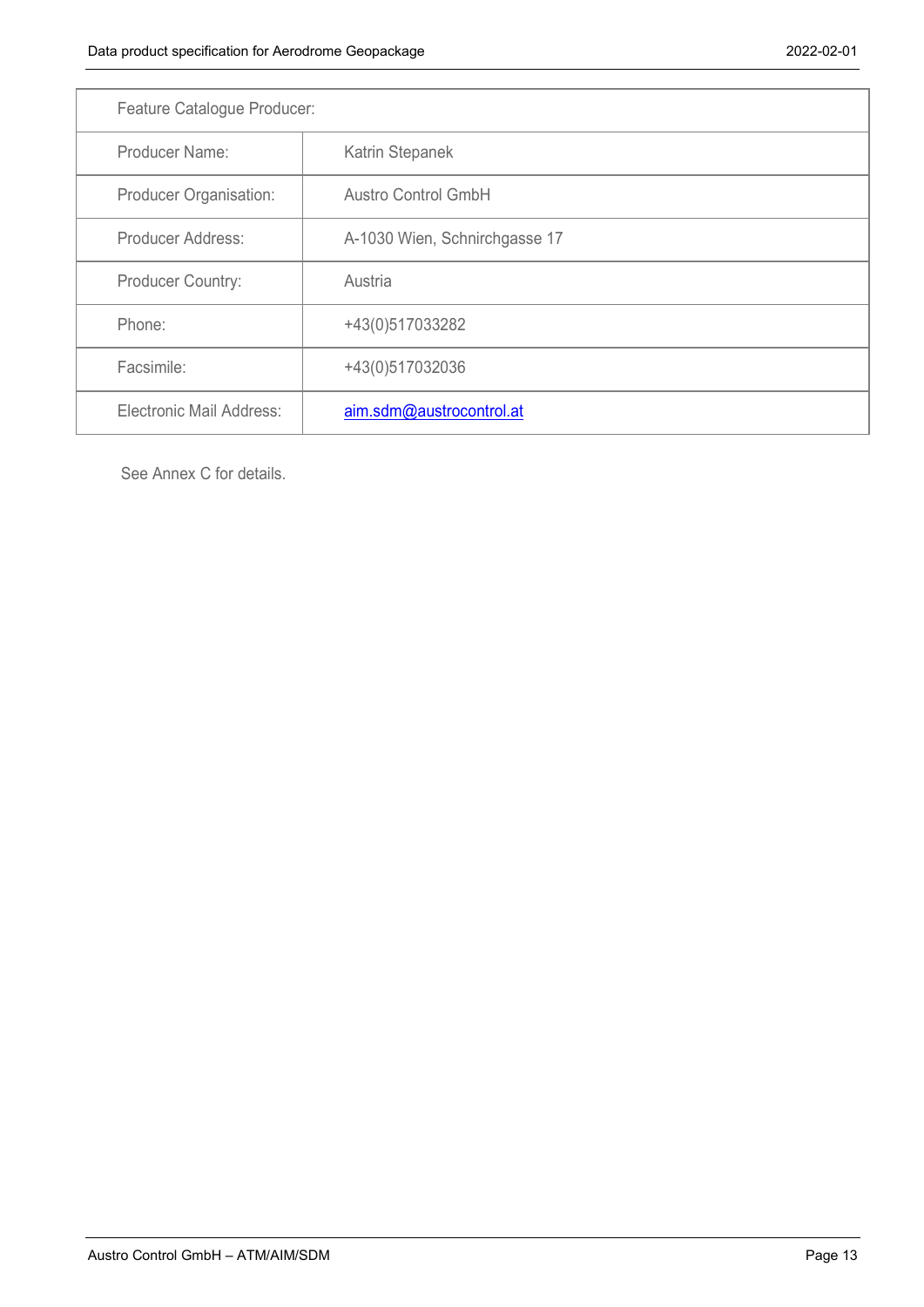| Feature Catalogue Producer: | |
|---|---|
| Producer Name: | Katrin Stepanek |
| Producer Organisation: | Austro Control GmbH |
| Producer Address: | A-1030 Wien, Schnirchgasse 17 |
| Producer Country: | Austria |
| Phone: | +43(0)517033282 |
| Facsimile: | +43(0)517032036 |
| Electronic Mail Address: | aim.sdm@austrocontrol.at |

See Annex C for details.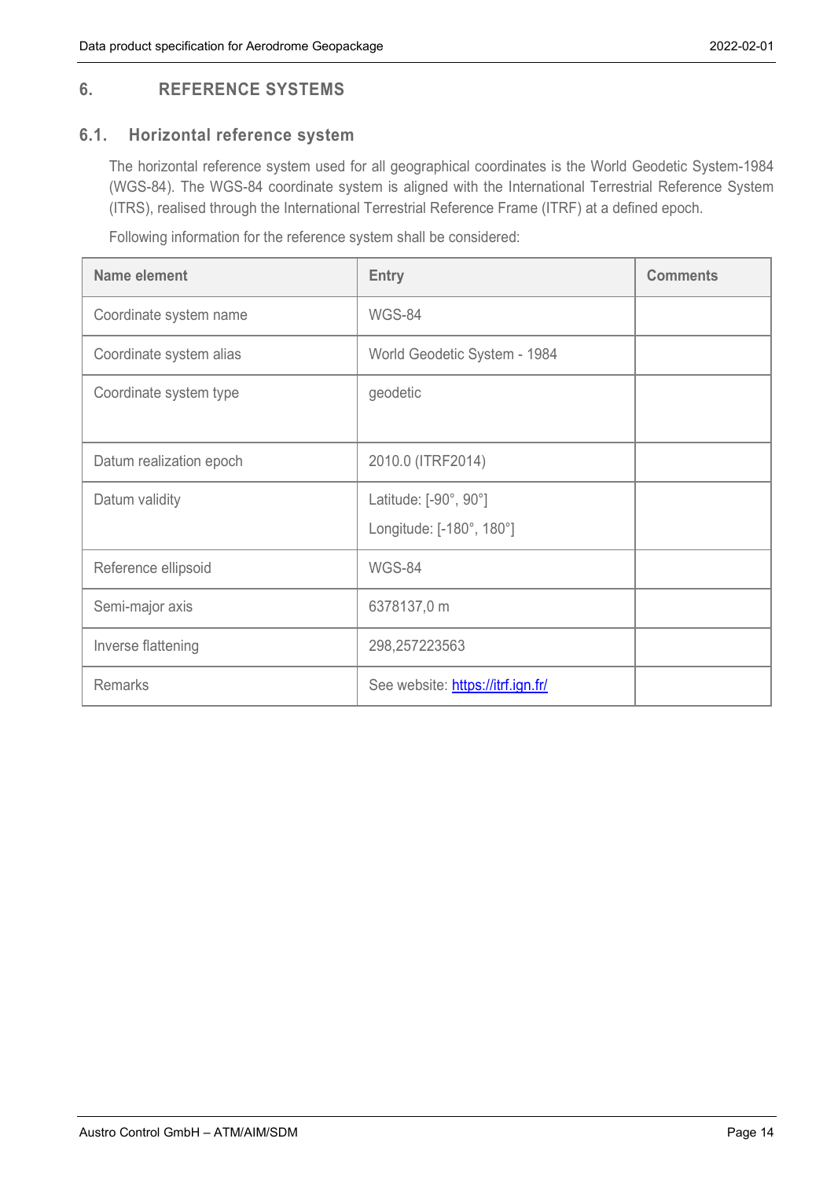## 6. REFERENCE SYSTEMS

### 6.1. Horizontal reference system

The horizontal reference system used for all geographical coordinates is the World Geodetic System-1984 (WGS-84). The WGS-84 coordinate system is aligned with the International Terrestrial Reference System (ITRS), realised through the International Terrestrial Reference Frame (ITRF) at a defined epoch.

Following information for the reference system shall be considered:

| Name element | Entry | Comments |
|---|---|---|
| Coordinate system name | WGS-84 | |
| Coordinate system alias | World Geodetic System - 1984 | |
| Coordinate system type | geodetic | |
| Datum realization epoch | 2010.0 (ITRF2014) | |
| Datum validity | Latitude: [-90°, 90°]<br>Longitude: [-180°, 180°] | |
| Reference ellipsoid | WGS-84 | |
| Semi-major axis | 6378137,0 m | |
| Inverse flattening | 298,257223563 | |
| Remarks | See website: [https://itrf.ign.fr/](https://itrf.ign.fr/) | |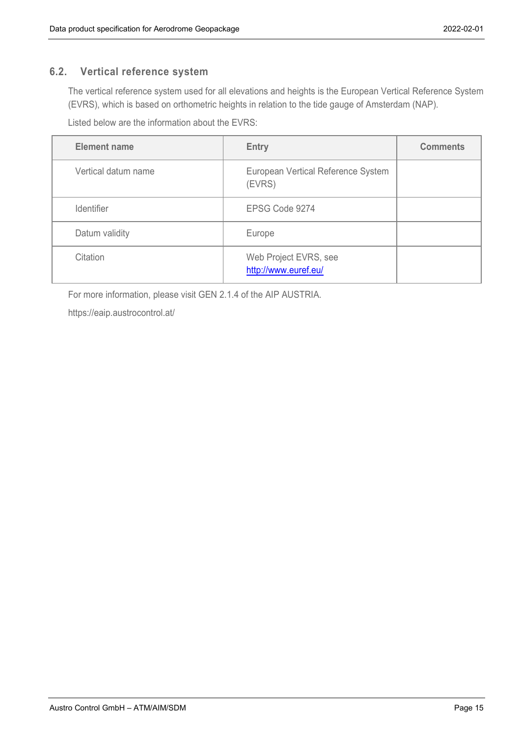## 6.2. Vertical reference system

The vertical reference system used for all elevations and heights is the European Vertical Reference System (EVRS), which is based on orthometric heights in relation to the tide gauge of Amsterdam (NAP).

Listed below are the information about the EVRS:

| Element name | Entry | Comments |
| --- | --- | --- |
| Vertical datum name | European Vertical Reference System (EVRS) | |
| Identifier | EPSG Code 9274 | |
| Datum validity | Europe | |
| Citation | Web Project EVRS, see http://www.euref.eu/ | |

For more information, please visit GEN 2.1.4 of the AIP AUSTRIA.

https://eaip.austrocontrol.at/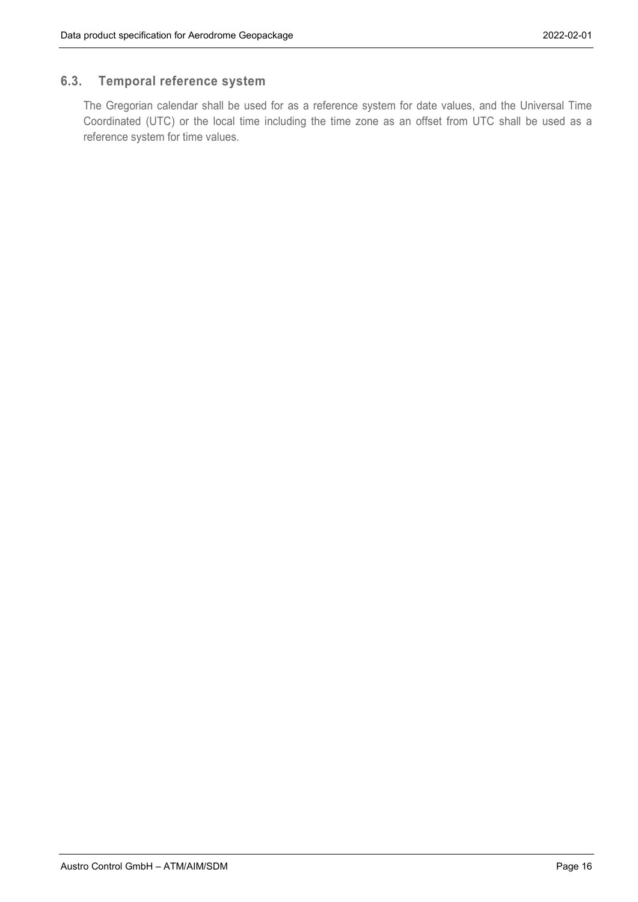## 6.3. Temporal reference system

The Gregorian calendar shall be used for as a reference system for date values, and the Universal Time Coordinated (UTC) or the local time including the time zone as an offset from UTC shall be used as a reference system for time values.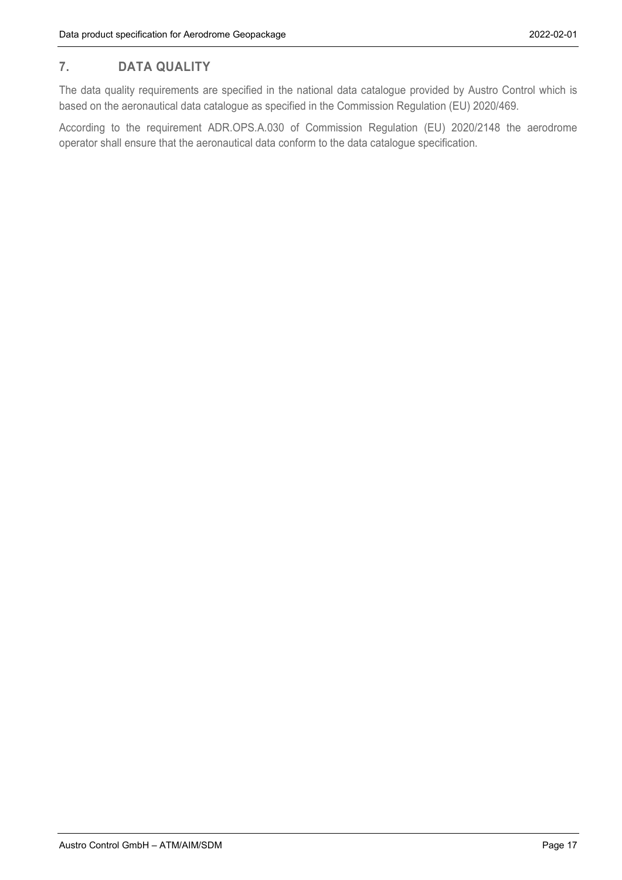## 7. DATA QUALITY

The data quality requirements are specified in the national data catalogue provided by Austro Control which is based on the aeronautical data catalogue as specified in the Commission Regulation (EU) 2020/469.

According to the requirement ADR.OPS.A.030 of Commission Regulation (EU) 2020/2148 the aerodrome operator shall ensure that the aeronautical data conform to the data catalogue specification.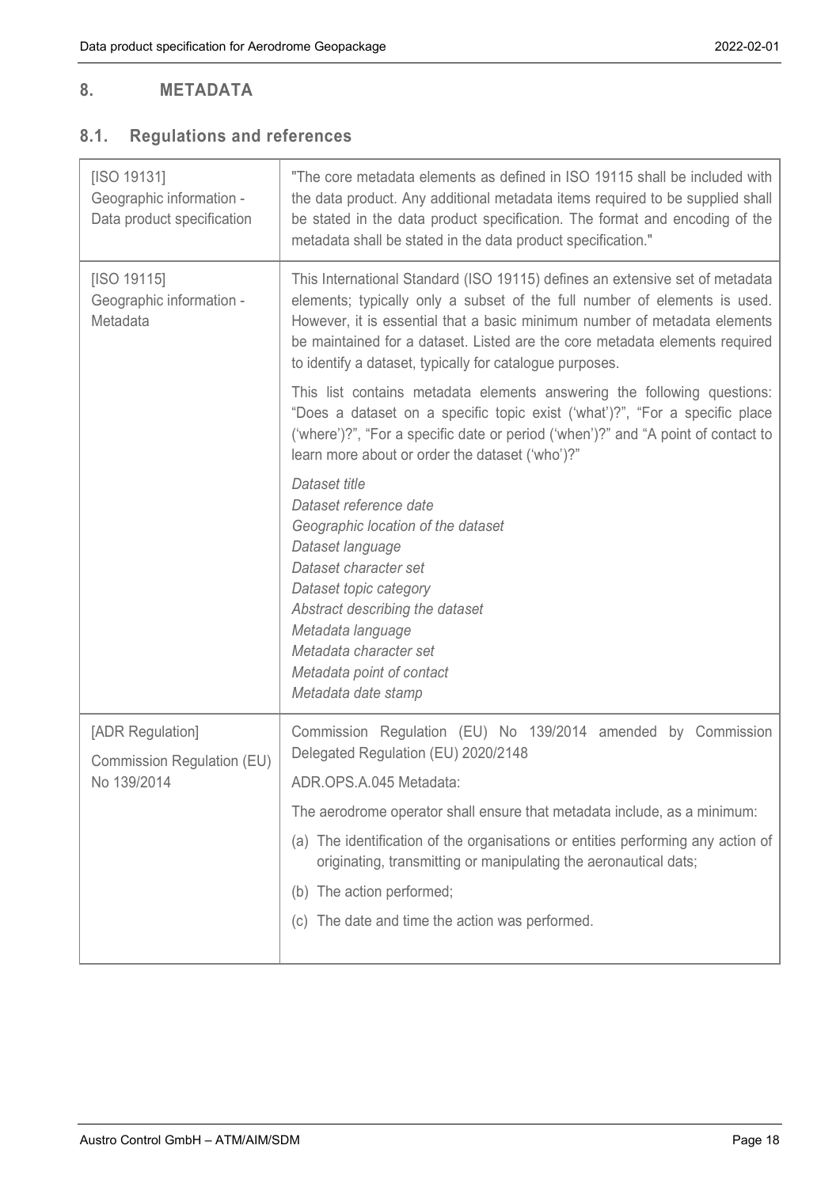# 8. METADATA

## 8.1. Regulations and references

| | |
|---|---|
| [ISO 19131] Geographic information - Data product specification | "The core metadata elements as defined in ISO 19115 shall be included with the data product. Any additional metadata items required to be supplied shall be stated in the data product specification. The format and encoding of the metadata shall be stated in the data product specification." |
| [ISO 19115] Geographic information - Metadata | This International Standard (ISO 19115) defines an extensive set of metadata elements; typically only a subset of the full number of elements is used. However, it is essential that a basic minimum number of metadata elements be maintained for a dataset. Listed are the core metadata elements required to identify a dataset, typically for catalogue purposes.<br><br>This list contains metadata elements answering the following questions: "Does a dataset on a specific topic exist ('what')?", "For a specific place ('where')?", "For a specific date or period ('when')?" and "A point of contact to learn more about or order the dataset ('who')?"<br><br>*Dataset title*<br>*Dataset reference date*<br>*Geographic location of the dataset*<br>*Dataset language*<br>*Dataset character set*<br>*Dataset topic category*<br>*Abstract describing the dataset*<br>*Metadata language*<br>*Metadata character set*<br>*Metadata point of contact*<br>*Metadata date stamp* |
| [ADR Regulation]<br>Commission Regulation (EU) No 139/2014 | Commission Regulation (EU) No 139/2014 amended by Commission Delegated Regulation (EU) 2020/2148<br><br>ADR.OPS.A.045 Metadata:<br><br>The aerodrome operator shall ensure that metadata include, as a minimum:<br><br>(a) The identification of the organisations or entities performing any action of originating, transmitting or manipulating the aeronautical dats;<br><br>(b) The action performed;<br><br>(c) The date and time the action was performed. |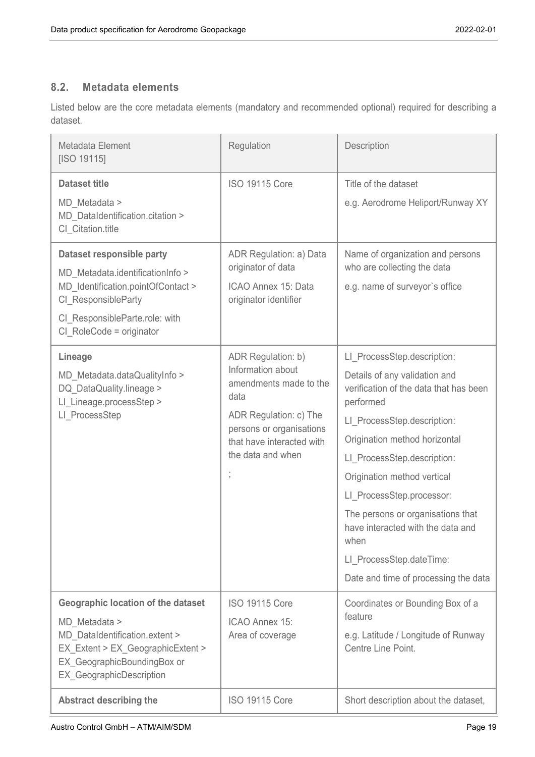## 8.2. Metadata elements

Listed below are the core metadata elements (mandatory and recommended optional) required for describing a dataset.

| Metadata Element [ISO 19115] | Regulation | Description |
|---|---|---|
| **Dataset title**<br>MD_Metadata > MD_DataIdentification.citation > CI_Citation.title | ISO 19115 Core | Title of the dataset<br>e.g. Aerodrome Heliport/Runway XY |
| **Dataset responsible party**<br>MD_Metadata.identificationInfo > MD_Identification.pointOfContact > CI_ResponsibleParty<br>CI_ResponsibleParte.role: with CI_RoleCode = originator | ADR Regulation: a) Data originator of data<br>ICAO Annex 15: Data originator identifier | Name of organization and persons who are collecting the data<br>e.g. name of surveyor`s office |
| **Lineage**<br>MD_Metadata.dataQualityInfo > DQ_DataQuality.lineage > LI_Lineage.processStep > LI_ProcessStep | ADR Regulation: b) Information about amendments made to the data<br>ADR Regulation: c) The persons or organisations that have interacted with the data and when<br>; | LI_ProcessStep.description:<br>Details of any validation and verification of the data that has been performed<br>LI_ProcessStep.description:<br>Origination method horizontal<br>LI_ProcessStep.description:<br>Origination method vertical<br>LI_ProcessStep.processor:<br>The persons or organisations that have interacted with the data and when<br>LI_ProcessStep.dateTime:<br>Date and time of processing the data |
| **Geographic location of the dataset**<br>MD_Metadata > MD_DataIdentification.extent > EX_Extent > EX_GeographicExtent > EX_GeographicBoundingBox or EX_GeographicDescription | ISO 19115 Core<br>ICAO Annex 15: Area of coverage | Coordinates or Bounding Box of a feature<br>e.g. Latitude / Longitude of Runway Centre Line Point. |
| **Abstract describing the** | ISO 19115 Core | Short description about the dataset, |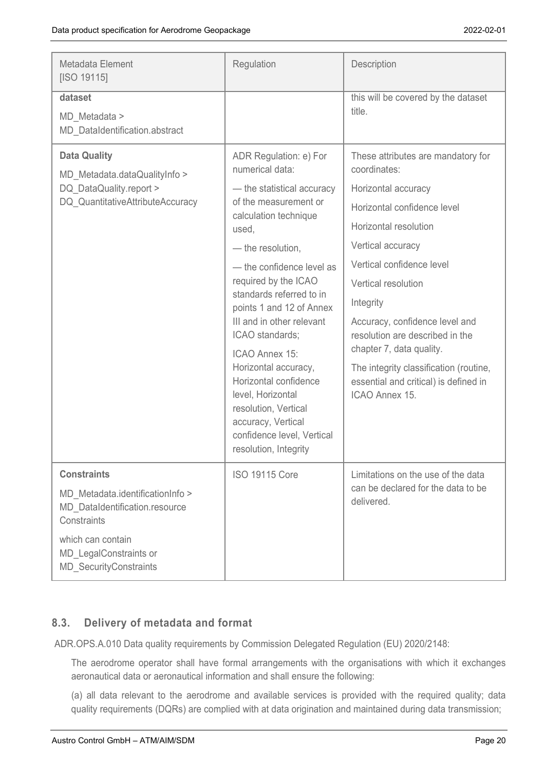| Metadata Element [ISO 19115] | Regulation | Description |
|---|---|---|
| **dataset**<br>MD_Metadata > MD_DataIdentification.abstract | | this will be covered by the dataset title. |
| **Data Quality**<br>MD_Metadata.dataQualityInfo > DQ_DataQuality.report > DQ_QuantitativeAttributeAccuracy | ADR Regulation: e) For numerical data:<br>— the statistical accuracy of the measurement or calculation technique used,<br>— the resolution,<br>— the confidence level as required by the ICAO standards referred to in points 1 and 12 of Annex III and in other relevant ICAO standards;<br>ICAO Annex 15: Horizontal accuracy, Horizontal confidence level, Horizontal resolution, Vertical accuracy, Vertical confidence level, Vertical resolution, Integrity | These attributes are mandatory for coordinates:<br>Horizontal accuracy<br>Horizontal confidence level<br>Horizontal resolution<br>Vertical accuracy<br>Vertical confidence level<br>Vertical resolution<br>Integrity<br>Accuracy, confidence level and resolution are described in the chapter 7, data quality.<br>The integrity classification (routine, essential and critical) is defined in ICAO Annex 15. |
| **Constraints**<br>MD_Metadata.identificationInfo > MD_DataIdentification.resource Constraints<br>which can contain MD_LegalConstraints or MD_SecurityConstraints | ISO 19115 Core | Limitations on the use of the data can be declared for the data to be delivered. |

## 8.3. Delivery of metadata and format

ADR.OPS.A.010 Data quality requirements by Commission Delegated Regulation (EU) 2020/2148:

> The aerodrome operator shall have formal arrangements with the organisations with which it exchanges aeronautical data or aeronautical information and shall ensure the following:
>
> (a) all data relevant to the aerodrome and available services is provided with the required quality; data quality requirements (DQRs) are complied with at data origination and maintained during data transmission;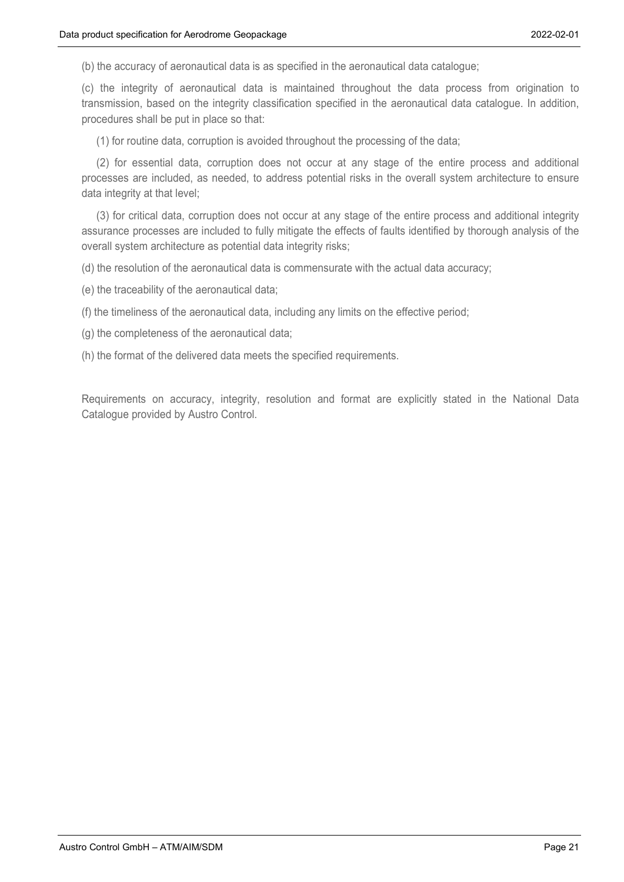(b) the accuracy of aeronautical data is as specified in the aeronautical data catalogue;

(c) the integrity of aeronautical data is maintained throughout the data process from origination to transmission, based on the integrity classification specified in the aeronautical data catalogue. In addition, procedures shall be put in place so that:

(1) for routine data, corruption is avoided throughout the processing of the data;

(2) for essential data, corruption does not occur at any stage of the entire process and additional processes are included, as needed, to address potential risks in the overall system architecture to ensure data integrity at that level;

(3) for critical data, corruption does not occur at any stage of the entire process and additional integrity assurance processes are included to fully mitigate the effects of faults identified by thorough analysis of the overall system architecture as potential data integrity risks;

(d) the resolution of the aeronautical data is commensurate with the actual data accuracy;

(e) the traceability of the aeronautical data;

(f) the timeliness of the aeronautical data, including any limits on the effective period;

(g) the completeness of the aeronautical data;

(h) the format of the delivered data meets the specified requirements.

Requirements on accuracy, integrity, resolution and format are explicitly stated in the National Data Catalogue provided by Austro Control.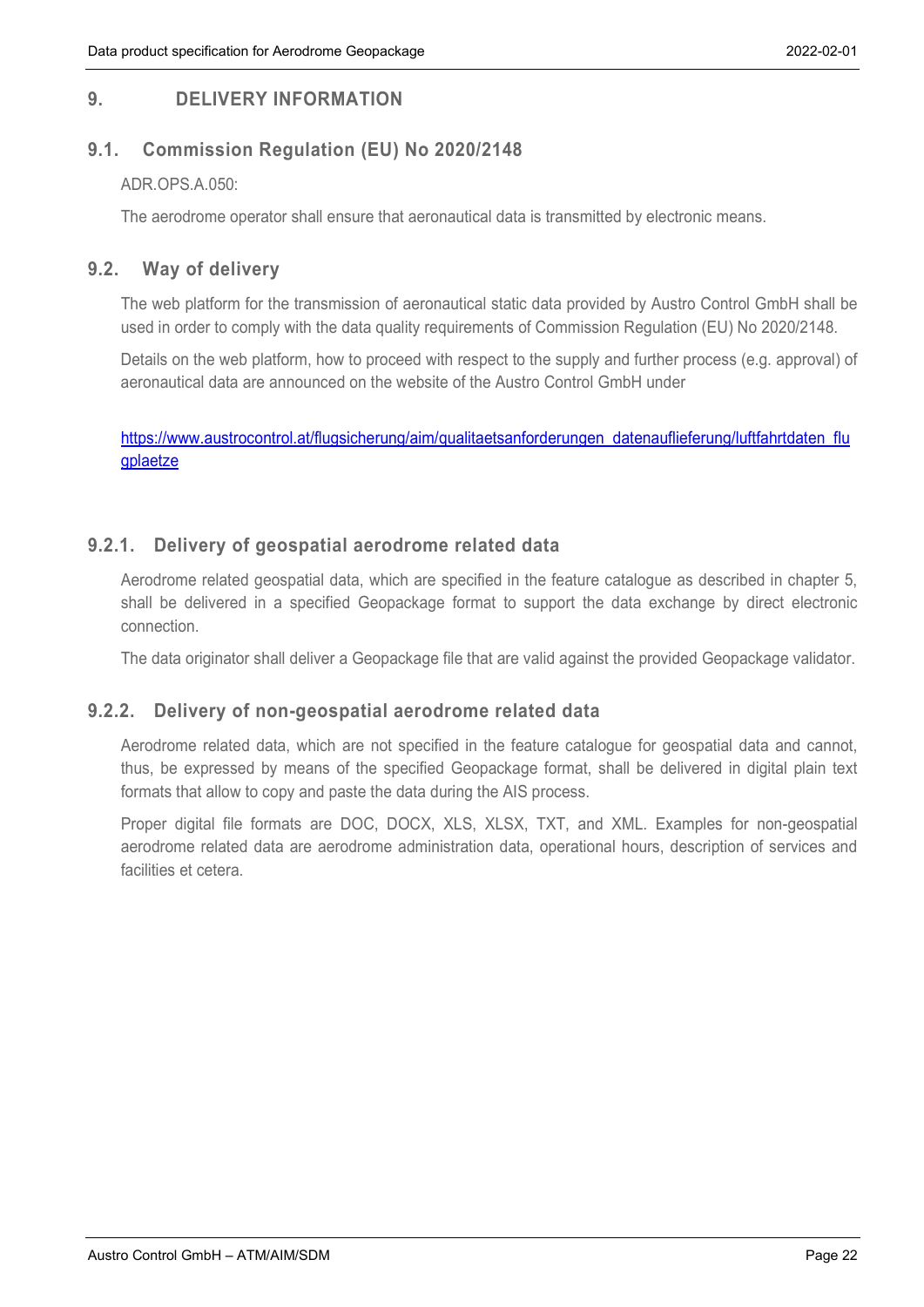# 9. DELIVERY INFORMATION

## 9.1. Commission Regulation (EU) No 2020/2148

ADR.OPS.A.050:

The aerodrome operator shall ensure that aeronautical data is transmitted by electronic means.

## 9.2. Way of delivery

The web platform for the transmission of aeronautical static data provided by Austro Control GmbH shall be used in order to comply with the data quality requirements of Commission Regulation (EU) No 2020/2148.

Details on the web platform, how to proceed with respect to the supply and further process (e.g. approval) of aeronautical data are announced on the website of the Austro Control GmbH under

https://www.austrocontrol.at/flugsicherung/aim/qualitaetsanforderungen_datenauflieferung/luftfahrtdaten_flugplaetze

### 9.2.1. Delivery of geospatial aerodrome related data

Aerodrome related geospatial data, which are specified in the feature catalogue as described in chapter 5, shall be delivered in a specified Geopackage format to support the data exchange by direct electronic connection.

The data originator shall deliver a Geopackage file that are valid against the provided Geopackage validator.

### 9.2.2. Delivery of non-geospatial aerodrome related data

Aerodrome related data, which are not specified in the feature catalogue for geospatial data and cannot, thus, be expressed by means of the specified Geopackage format, shall be delivered in digital plain text formats that allow to copy and paste the data during the AIS process.

Proper digital file formats are DOC, DOCX, XLS, XLSX, TXT, and XML. Examples for non-geospatial aerodrome related data are aerodrome administration data, operational hours, description of services and facilities et cetera.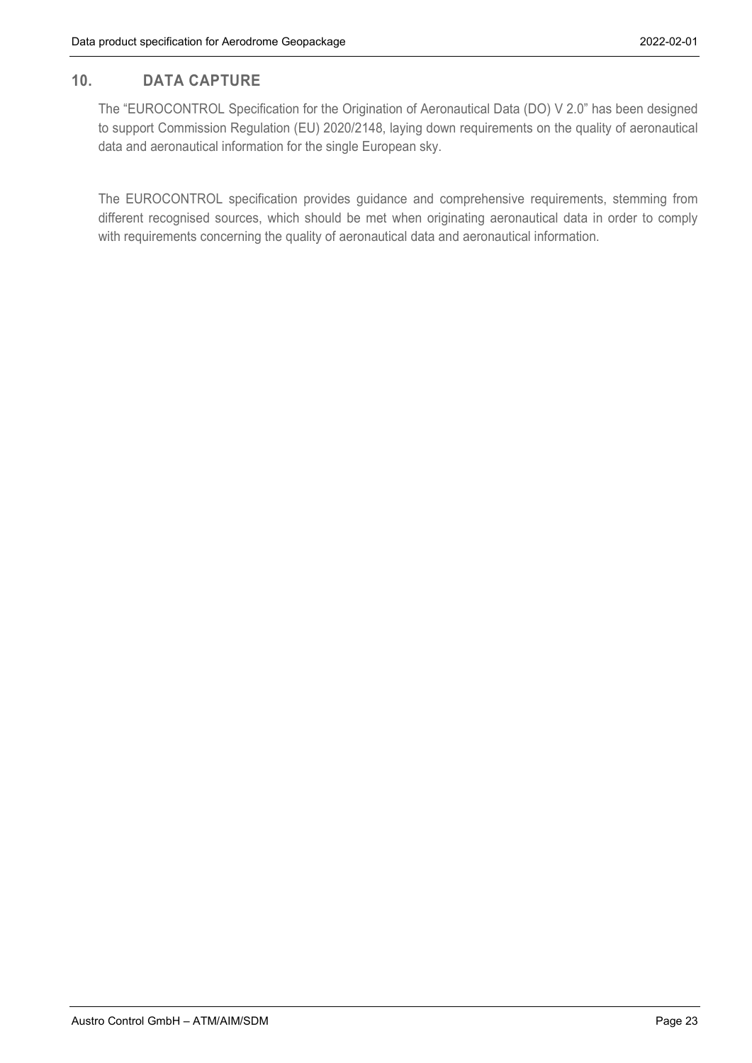# 10. DATA CAPTURE

The “EUROCONTROL Specification for the Origination of Aeronautical Data (DO) V 2.0” has been designed to support Commission Regulation (EU) 2020/2148, laying down requirements on the quality of aeronautical data and aeronautical information for the single European sky.

The EUROCONTROL specification provides guidance and comprehensive requirements, stemming from different recognised sources, which should be met when originating aeronautical data in order to comply with requirements concerning the quality of aeronautical data and aeronautical information.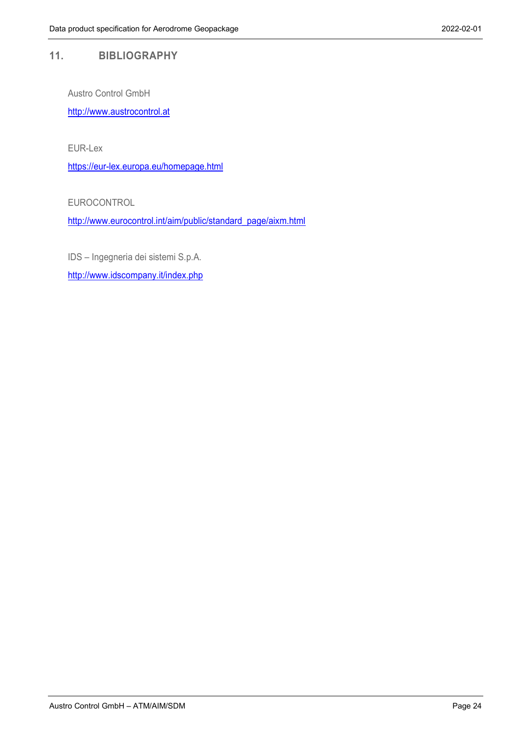# 11. BIBLIOGRAPHY

Austro Control GmbH

http://www.austrocontrol.at

EUR-Lex

https://eur-lex.europa.eu/homepage.html

EUROCONTROL

http://www.eurocontrol.int/aim/public/standard_page/aixm.html

IDS – Ingegneria dei sistemi S.p.A.

http://www.idscompany.it/index.php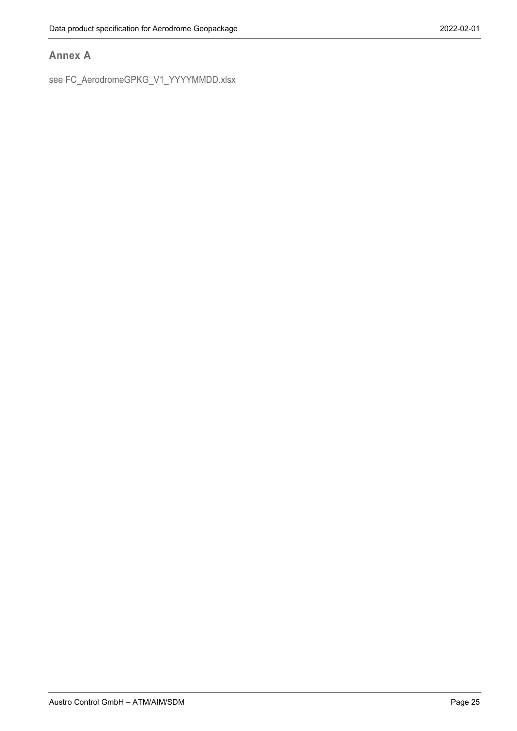# Annex A

see FC_AerodromeGPKG_V1_YYYYMMDD.xlsx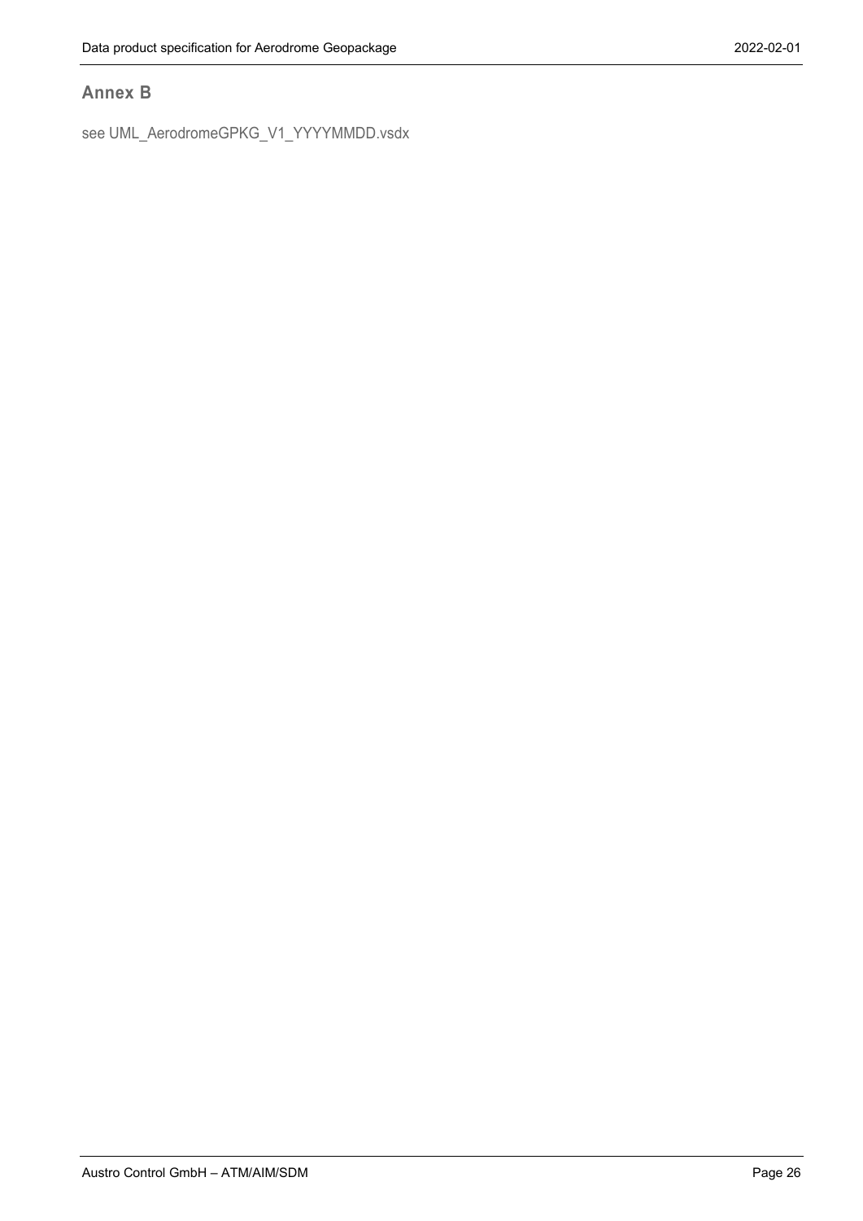## Annex B

see UML_AerodromeGPKG_V1_YYYYMMDD.vsdx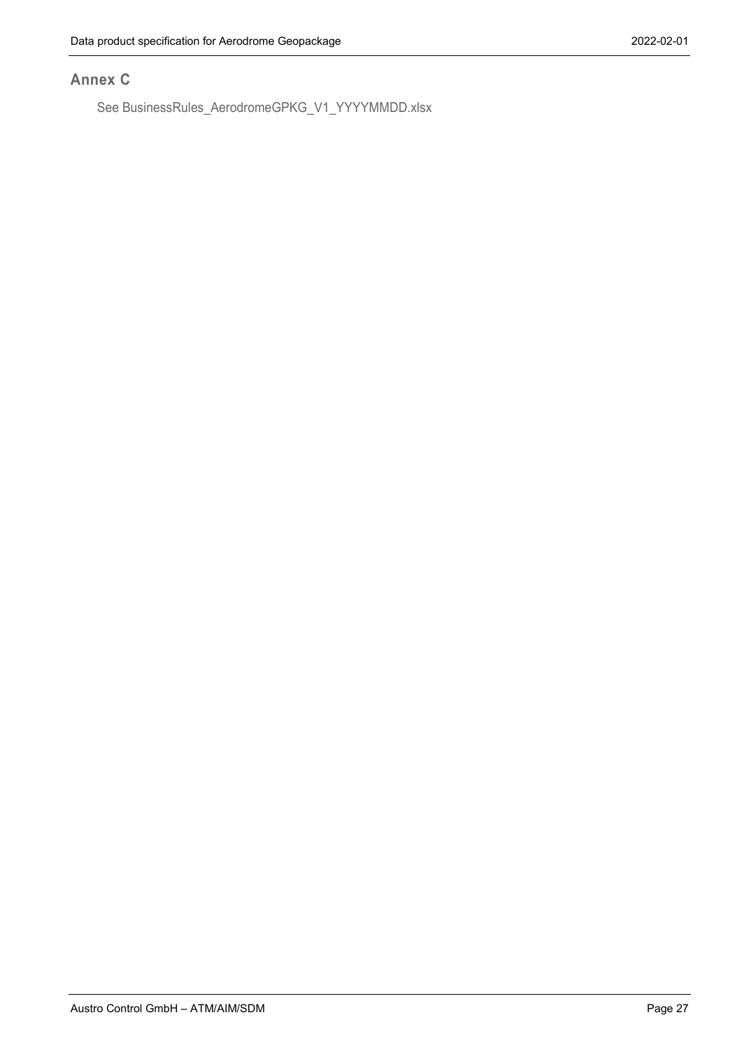## Annex C

See BusinessRules_AerodromeGPKG_V1_YYYYMMDD.xlsx